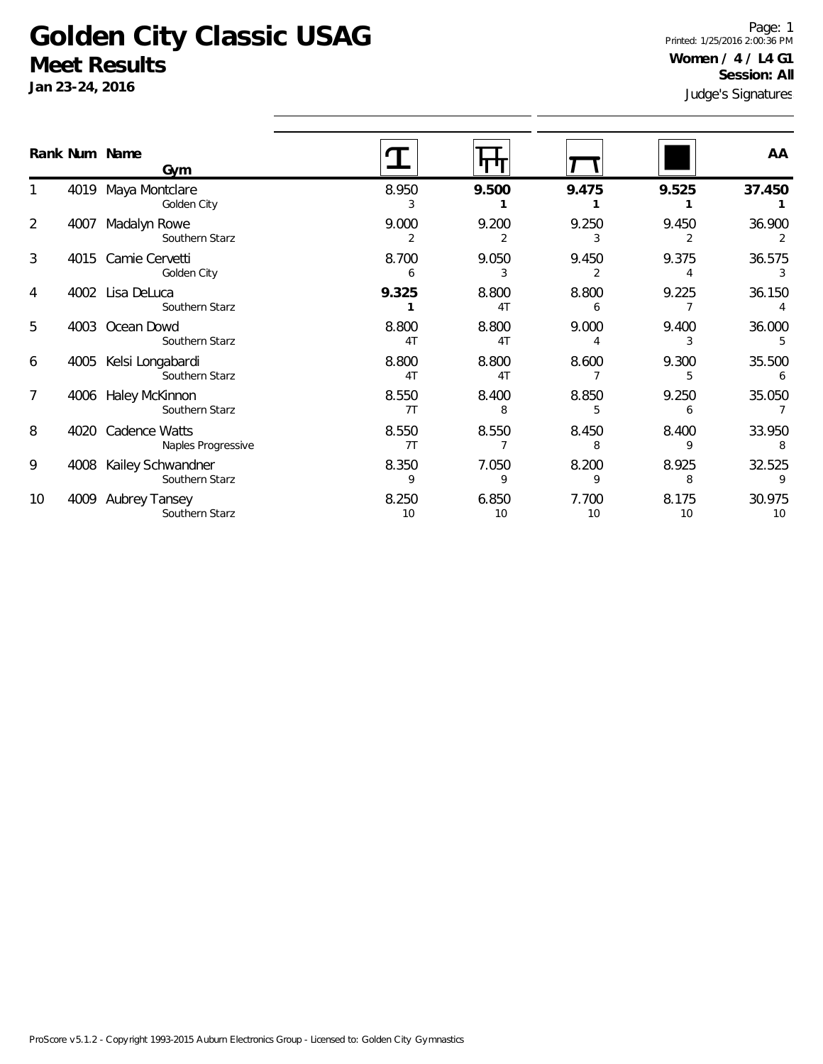# Golden City Classic USAG

## Meet Results

**Jan 23-24, 2016**

Printed: 1/25/2016 2:00:36 PM

**Women / 4 / L4 G1**

**Session: All**

Judge's Signatures

| Rank | Num | Name / Gym | Vault | Bars | Beam | Floor | AA |
|---|---|---|---|---|---|---|---|
| 1 | 4019 | Maya Montclare<br>Golden City | 8.950<br>3 | **9.500**<br>**1** | **9.475**<br>**1** | **9.525**<br>**1** | **37.450**<br>**1** |
| 2 | 4007 | Madalyn Rowe<br>Southern Starz | 9.000<br>2 | 9.200<br>2 | 9.250<br>3 | 9.450<br>2 | 36.900<br>2 |
| 3 | 4015 | Camie Cervetti<br>Golden City | 8.700<br>6 | 9.050<br>3 | 9.450<br>2 | 9.375<br>4 | 36.575<br>3 |
| 4 | 4002 | Lisa DeLuca<br>Southern Starz | **9.325**<br>**1** | 8.800<br>4T | 8.800<br>6 | 9.225<br>7 | 36.150<br>4 |
| 5 | 4003 | Ocean Dowd<br>Southern Starz | 8.800<br>4T | 8.800<br>4T | 9.000<br>4 | 9.400<br>3 | 36.000<br>5 |
| 6 | 4005 | Kelsi Longabardi<br>Southern Starz | 8.800<br>4T | 8.800<br>4T | 8.600<br>7 | 9.300<br>5 | 35.500<br>6 |
| 7 | 4006 | Haley McKinnon<br>Southern Starz | 8.550<br>7T | 8.400<br>8 | 8.850<br>5 | 9.250<br>6 | 35.050<br>7 |
| 8 | 4020 | Cadence Watts<br>Naples Progressive | 8.550<br>7T | 8.550<br>7 | 8.450<br>8 | 8.400<br>9 | 33.950<br>8 |
| 9 | 4008 | Kailey Schwandner<br>Southern Starz | 8.350<br>9 | 7.050<br>9 | 8.200<br>9 | 8.925<br>8 | 32.525<br>9 |
| 10 | 4009 | Aubrey Tansey<br>Southern Starz | 8.250<br>10 | 6.850<br>10 | 7.700<br>10 | 8.175<br>10 | 30.975<br>10 |

ProScore v5.1.2 - Copyright 1993-2015 Auburn Electronics Group - Licensed to: Golden City Gymnastics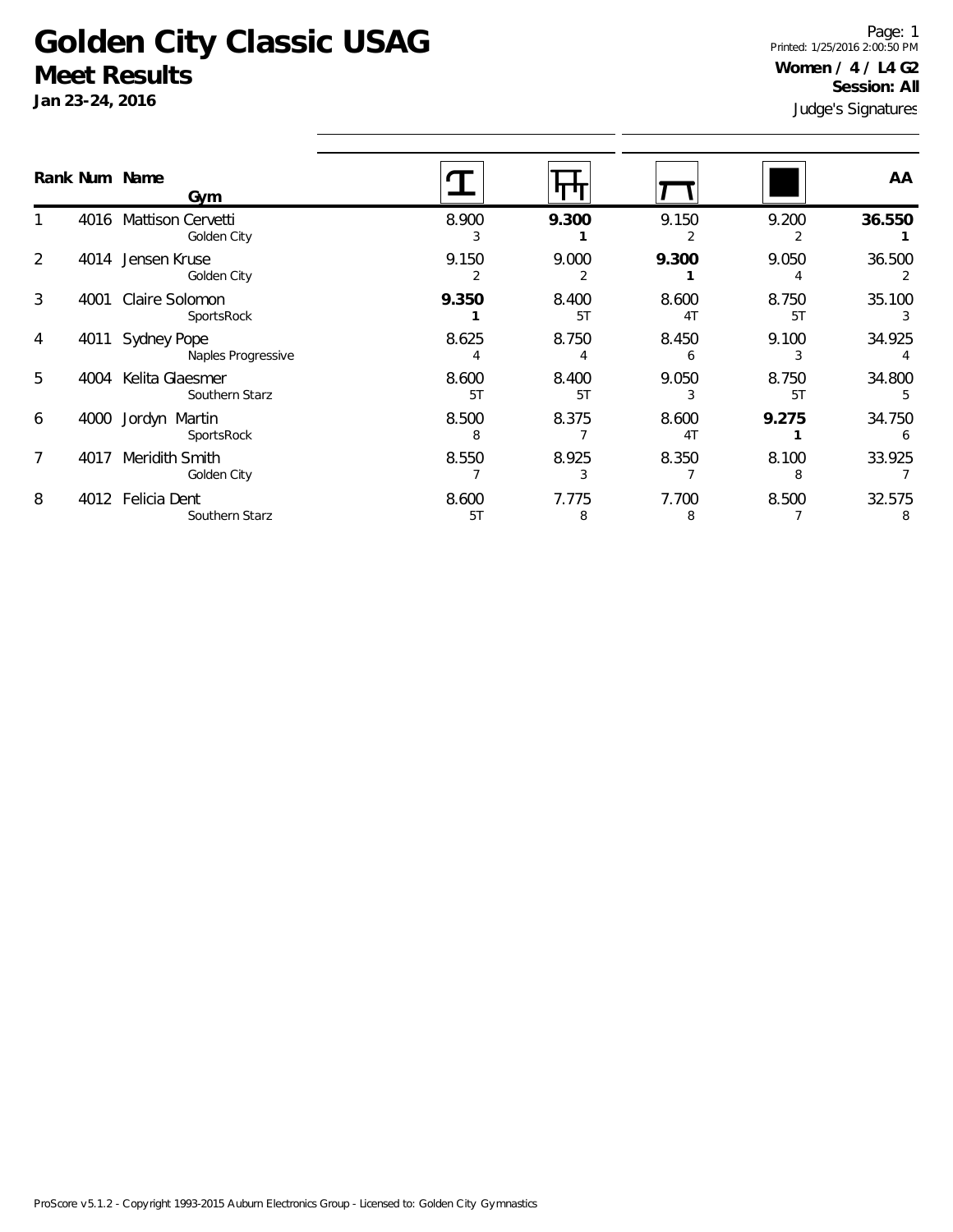# Golden City Classic USAG

## Meet Results

**Jan 23-24, 2016**

Printed: 1/25/2016 2:00:50 PM

**Women / 4 / L4 G2**

**Session: All**

Judge's Signatures

| Rank | Num | Name / Gym | Vault | Bars | Beam | Floor | AA |
|---|---|---|---|---|---|---|---|
| 1 | 4016 | Mattison Cervetti<br>Golden City | 8.900<br>3 | **9.300**<br>**1** | 9.150<br>2 | 9.200<br>2 | **36.550**<br>**1** |
| 2 | 4014 | Jensen Kruse<br>Golden City | 9.150<br>2 | 9.000<br>2 | **9.300**<br>**1** | 9.050<br>4 | 36.500<br>2 |
| 3 | 4001 | Claire Solomon<br>SportsRock | **9.350**<br>**1** | 8.400<br>5T | 8.600<br>4T | 8.750<br>5T | 35.100<br>3 |
| 4 | 4011 | Sydney Pope<br>Naples Progressive | 8.625<br>4 | 8.750<br>4 | 8.450<br>6 | 9.100<br>3 | 34.925<br>4 |
| 5 | 4004 | Kelita Glaesmer<br>Southern Starz | 8.600<br>5T | 8.400<br>5T | 9.050<br>3 | 8.750<br>5T | 34.800<br>5 |
| 6 | 4000 | Jordyn Martin<br>SportsRock | 8.500<br>8 | 8.375<br>7 | 8.600<br>4T | **9.275**<br>**1** | 34.750<br>6 |
| 7 | 4017 | Meridith Smith<br>Golden City | 8.550<br>7 | 8.925<br>3 | 8.350<br>7 | 8.100<br>8 | 33.925<br>7 |
| 8 | 4012 | Felicia Dent<br>Southern Starz | 8.600<br>5T | 7.775<br>8 | 7.700<br>8 | 8.500<br>7 | 32.575<br>8 |

ProScore v5.1.2 - Copyright 1993-2015 Auburn Electronics Group - Licensed to: Golden City Gymnastics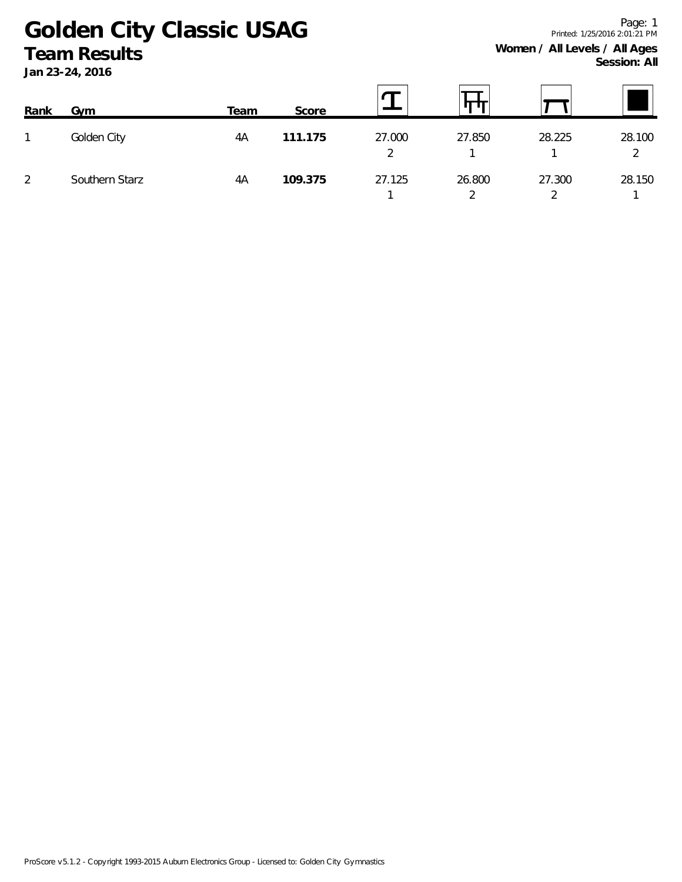# Golden City Classic USAG

## Team Results

**Jan 23-24, 2016**

Page: 1
Printed: 1/25/2016 2:01:21 PM

**Women / All Levels / All Ages**
**Session: All**

| Rank | Gym | Team | Score | Vault | Bars | Beam | Floor |
|---|---|---|---|---|---|---|---|
| 1 | Golden City | 4A | **111.175** | 27.000<br>2 | 27.850<br>1 | 28.225<br>1 | 28.100<br>2 |
| 2 | Southern Starz | 4A | **109.375** | 27.125<br>1 | 26.800<br>2 | 27.300<br>2 | 28.150<br>1 |

ProScore v5.1.2 - Copyright 1993-2015 Auburn Electronics Group - Licensed to: Golden City Gymnastics